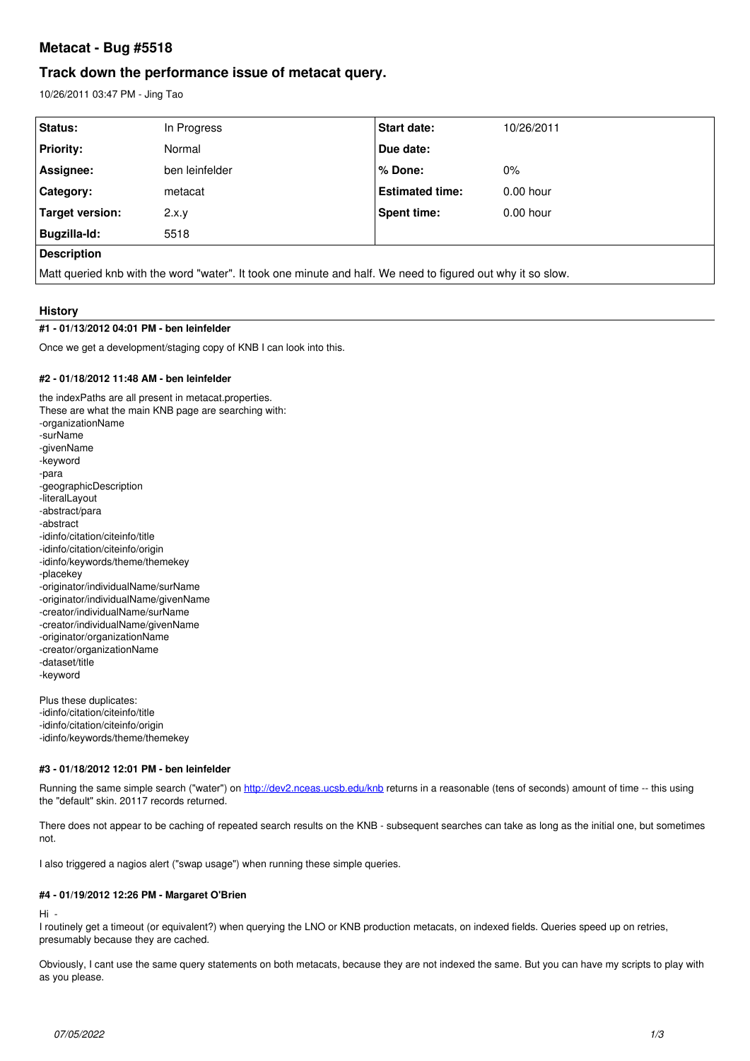# Metacat - Bug #5518

## Track down the performance issue of metacat query.

10/26/2011 03:47 PM - Jing Tao

| Status: | In Progress | Start date: | 10/26/2011 |
|---|---|---|---|
| Priority: | Normal | Due date: | |
| Assignee: | ben leinfelder | % Done: | 0% |
| Category: | metacat | Estimated time: | 0.00 hour |
| Target version: | 2.x.y | Spent time: | 0.00 hour |
| Bugzilla-Id: | 5518 | | |

**Description**

Matt queried knb with the word "water". It took one minute and half. We need to figured out why it so slow.

### History

#### #1 - 01/13/2012 04:01 PM - ben leinfelder

Once we get a development/staging copy of KNB I can look into this.

#### #2 - 01/18/2012 11:48 AM - ben leinfelder

the indexPaths are all present in metacat.properties.
These are what the main KNB page are searching with:
-organizationName
-surName
-givenName
-keyword
-para
-geographicDescription
-literalLayout
-abstract/para
-abstract
-idinfo/citation/citeinfo/title
-idinfo/citation/citeinfo/origin
-idinfo/keywords/theme/themekey
-placekey
-originator/individualName/surName
-originator/individualName/givenName
-creator/individualName/surName
-creator/individualName/givenName
-originator/organizationName
-creator/organizationName
-dataset/title
-keyword

Plus these duplicates:
-idinfo/citation/citeinfo/title
-idinfo/citation/citeinfo/origin
-idinfo/keywords/theme/themekey

#### #3 - 01/18/2012 12:01 PM - ben leinfelder

Running the same simple search ("water") on http://dev2.nceas.ucsb.edu/knb returns in a reasonable (tens of seconds) amount of time -- this using the "default" skin. 20117 records returned.

There does not appear to be caching of repeated search results on the KNB - subsequent searches can take as long as the initial one, but sometimes not.

I also triggered a nagios alert ("swap usage") when running these simple queries.

#### #4 - 01/19/2012 12:26 PM - Margaret O'Brien

Hi -
I routinely get a timeout (or equivalent?) when querying the LNO or KNB production metacats, on indexed fields. Queries speed up on retries, presumably because they are cached.

Obviously, I cant use the same query statements on both metacats, because they are not indexed the same. But you can have my scripts to play with as you please.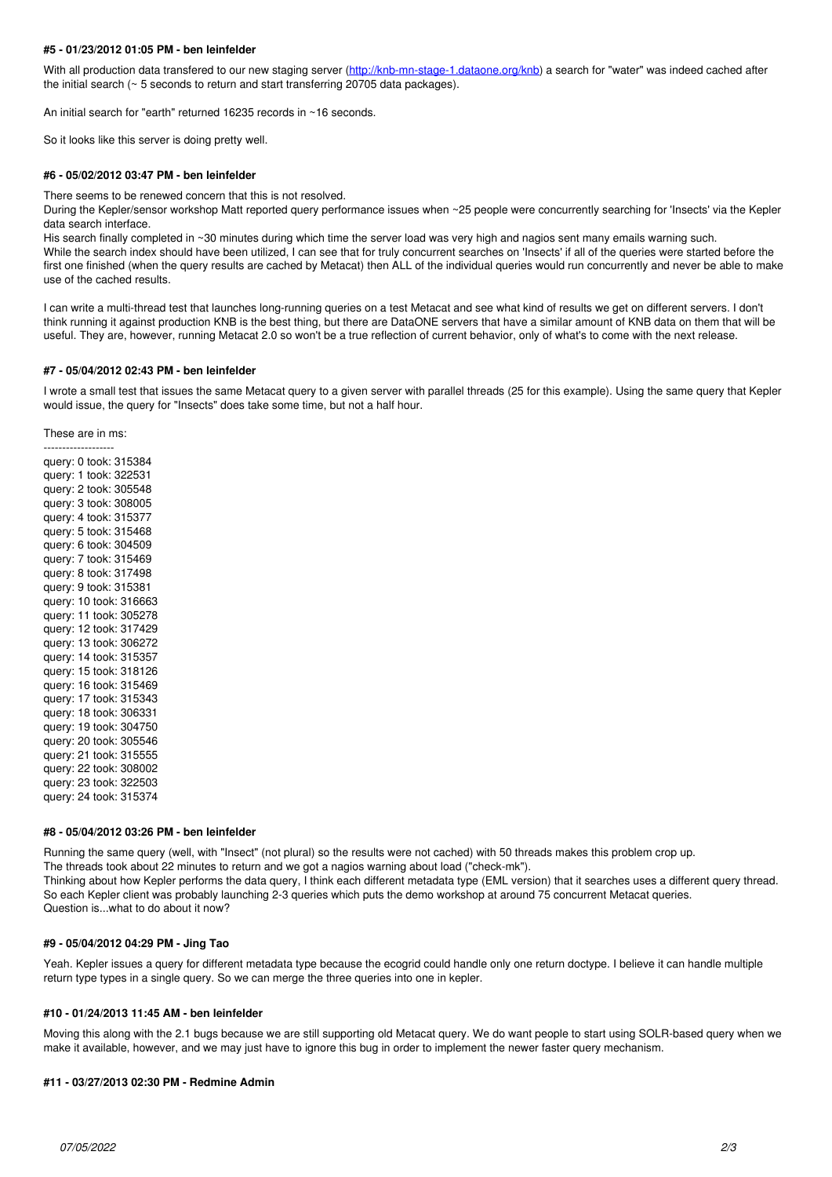#### #5 - 01/23/2012 01:05 PM - ben leinfelder

With all production data transfered to our new staging server (http://knb-mn-stage-1.dataone.org/knb) a search for "water" was indeed cached after the initial search (~ 5 seconds to return and start transferring 20705 data packages).

An initial search for "earth" returned 16235 records in ~16 seconds.

So it looks like this server is doing pretty well.

#### #6 - 05/02/2012 03:47 PM - ben leinfelder

There seems to be renewed concern that this is not resolved.
During the Kepler/sensor workshop Matt reported query performance issues when ~25 people were concurrently searching for 'Insects' via the Kepler data search interface.
His search finally completed in ~30 minutes during which time the server load was very high and nagios sent many emails warning such.
While the search index should have been utilized, I can see that for truly concurrent searches on 'Insects' if all of the queries were started before the first one finished (when the query results are cached by Metacat) then ALL of the individual queries would run concurrently and never be able to make use of the cached results.

I can write a multi-thread test that launches long-running queries on a test Metacat and see what kind of results we get on different servers. I don't think running it against production KNB is the best thing, but there are DataONE servers that have a similar amount of KNB data on them that will be useful. They are, however, running Metacat 2.0 so won't be a true reflection of current behavior, only of what's to come with the next release.

#### #7 - 05/04/2012 02:43 PM - ben leinfelder

I wrote a small test that issues the same Metacat query to a given server with parallel threads (25 for this example). Using the same query that Kepler would issue, the query for "Insects" does take some time, but not a half hour.

These are in ms:

```
-------------------
query: 0 took: 315384
query: 1 took: 322531
query: 2 took: 305548
query: 3 took: 308005
query: 4 took: 315377
query: 5 took: 315468
query: 6 took: 304509
query: 7 took: 315469
query: 8 took: 317498
query: 9 took: 315381
query: 10 took: 316663
query: 11 took: 305278
query: 12 took: 317429
query: 13 took: 306272
query: 14 took: 315357
query: 15 took: 318126
query: 16 took: 315469
query: 17 took: 315343
query: 18 took: 306331
query: 19 took: 304750
query: 20 took: 305546
query: 21 took: 315555
query: 22 took: 308002
query: 23 took: 322503
query: 24 took: 315374
```

#### #8 - 05/04/2012 03:26 PM - ben leinfelder

Running the same query (well, with "Insect" (not plural) so the results were not cached) with 50 threads makes this problem crop up.
The threads took about 22 minutes to return and we got a nagios warning about load ("check-mk").
Thinking about how Kepler performs the data query, I think each different metadata type (EML version) that it searches uses a different query thread. So each Kepler client was probably launching 2-3 queries which puts the demo workshop at around 75 concurrent Metacat queries.
Question is...what to do about it now?

#### #9 - 05/04/2012 04:29 PM - Jing Tao

Yeah. Kepler issues a query for different metadata type because the ecogrid could handle only one return doctype. I believe it can handle multiple return type types in a single query. So we can merge the three queries into one in kepler.

#### #10 - 01/24/2013 11:45 AM - ben leinfelder

Moving this along with the 2.1 bugs because we are still supporting old Metacat query. We do want people to start using SOLR-based query when we make it available, however, and we may just have to ignore this bug in order to implement the newer faster query mechanism.

#### #11 - 03/27/2013 02:30 PM - Redmine Admin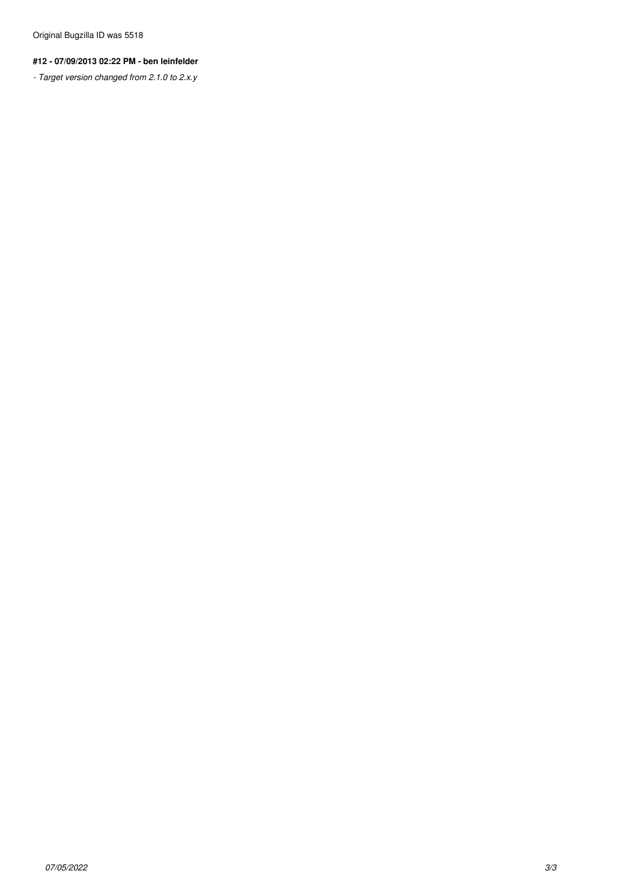Original Bugzilla ID was 5518

**#12 - 07/09/2013 02:22 PM - ben leinfelder**

*- Target version changed from 2.1.0 to 2.x.y*